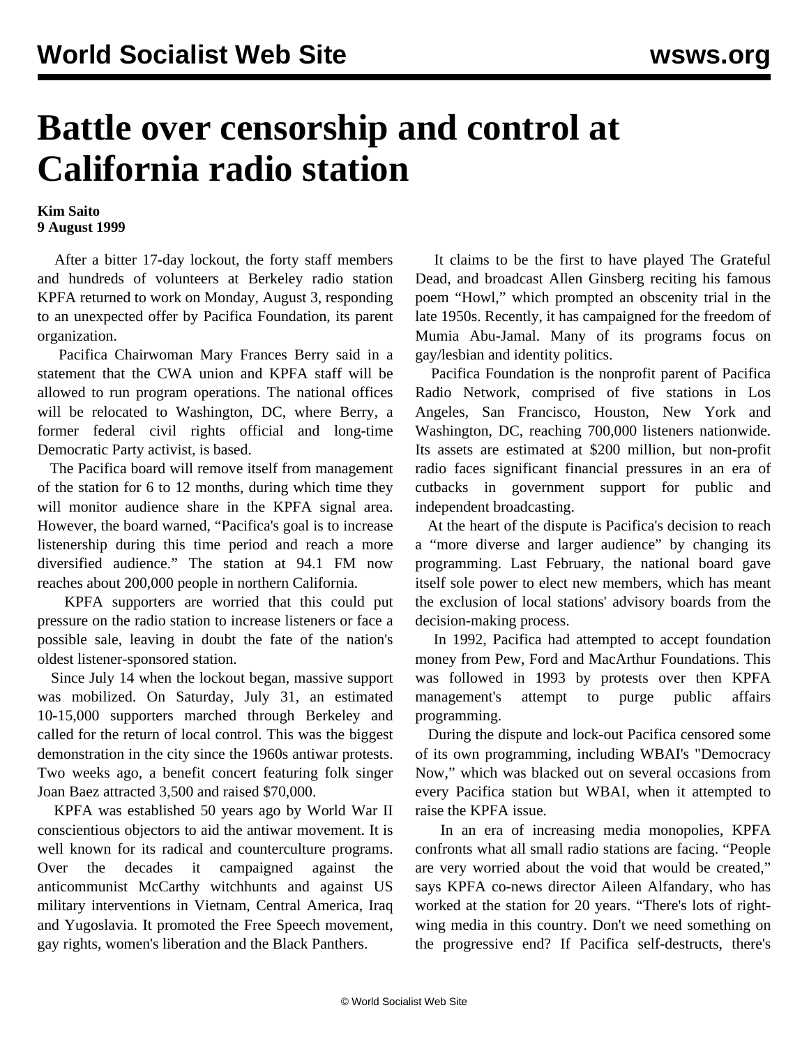# Battle over censorship and control at California radio station

**Kim Saito**
**9 August 1999**

After a bitter 17-day lockout, the forty staff members and hundreds of volunteers at Berkeley radio station KPFA returned to work on Monday, August 3, responding to an unexpected offer by Pacifica Foundation, its parent organization.

Pacifica Chairwoman Mary Frances Berry said in a statement that the CWA union and KPFA staff will be allowed to run program operations. The national offices will be relocated to Washington, DC, where Berry, a former federal civil rights official and long-time Democratic Party activist, is based.

The Pacifica board will remove itself from management of the station for 6 to 12 months, during which time they will monitor audience share in the KPFA signal area. However, the board warned, "Pacifica's goal is to increase listenership during this time period and reach a more diversified audience." The station at 94.1 FM now reaches about 200,000 people in northern California.

KPFA supporters are worried that this could put pressure on the radio station to increase listeners or face a possible sale, leaving in doubt the fate of the nation's oldest listener-sponsored station.

Since July 14 when the lockout began, massive support was mobilized. On Saturday, July 31, an estimated 10-15,000 supporters marched through Berkeley and called for the return of local control. This was the biggest demonstration in the city since the 1960s antiwar protests. Two weeks ago, a benefit concert featuring folk singer Joan Baez attracted 3,500 and raised $70,000.

KPFA was established 50 years ago by World War II conscientious objectors to aid the antiwar movement. It is well known for its radical and counterculture programs. Over the decades it campaigned against the anticommunist McCarthy witchhunts and against US military interventions in Vietnam, Central America, Iraq and Yugoslavia. It promoted the Free Speech movement, gay rights, women's liberation and the Black Panthers.

It claims to be the first to have played The Grateful Dead, and broadcast Allen Ginsberg reciting his famous poem "Howl," which prompted an obscenity trial in the late 1950s. Recently, it has campaigned for the freedom of Mumia Abu-Jamal. Many of its programs focus on gay/lesbian and identity politics.

Pacifica Foundation is the nonprofit parent of Pacifica Radio Network, comprised of five stations in Los Angeles, San Francisco, Houston, New York and Washington, DC, reaching 700,000 listeners nationwide. Its assets are estimated at $200 million, but non-profit radio faces significant financial pressures in an era of cutbacks in government support for public and independent broadcasting.

At the heart of the dispute is Pacifica's decision to reach a "more diverse and larger audience" by changing its programming. Last February, the national board gave itself sole power to elect new members, which has meant the exclusion of local stations' advisory boards from the decision-making process.

In 1992, Pacifica had attempted to accept foundation money from Pew, Ford and MacArthur Foundations. This was followed in 1993 by protests over then KPFA management's attempt to purge public affairs programming.

During the dispute and lock-out Pacifica censored some of its own programming, including WBAI's "Democracy Now," which was blacked out on several occasions from every Pacifica station but WBAI, when it attempted to raise the KPFA issue.

In an era of increasing media monopolies, KPFA confronts what all small radio stations are facing. "People are very worried about the void that would be created," says KPFA co-news director Aileen Alfandary, who has worked at the station for 20 years. "There's lots of right-wing media in this country. Don't we need something on the progressive end? If Pacifica self-destructs, there's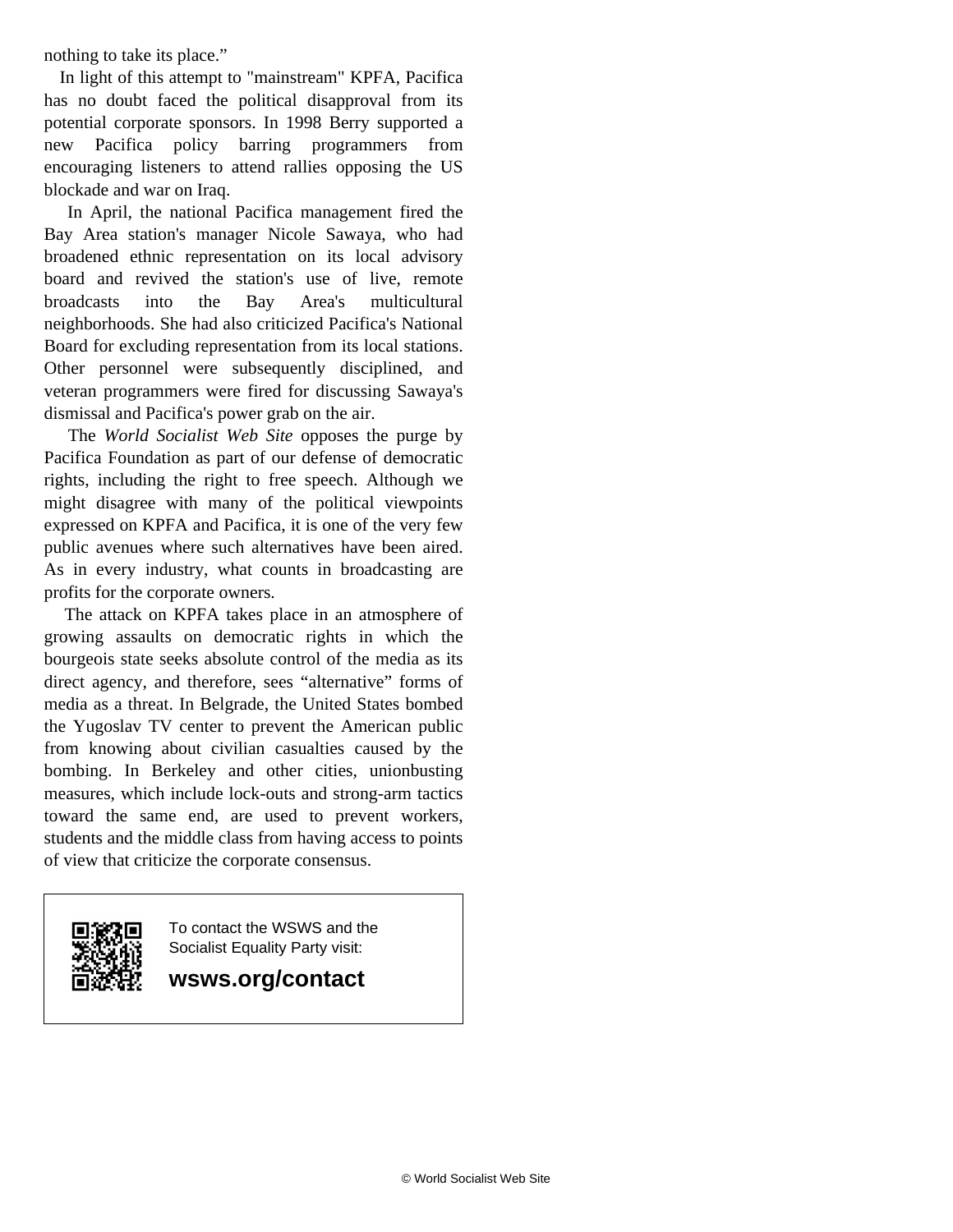nothing to take its place."

In light of this attempt to "mainstream" KPFA, Pacifica has no doubt faced the political disapproval from its potential corporate sponsors. In 1998 Berry supported a new Pacifica policy barring programmers from encouraging listeners to attend rallies opposing the US blockade and war on Iraq.

In April, the national Pacifica management fired the Bay Area station's manager Nicole Sawaya, who had broadened ethnic representation on its local advisory board and revived the station's use of live, remote broadcasts into the Bay Area's multicultural neighborhoods. She had also criticized Pacifica's National Board for excluding representation from its local stations. Other personnel were subsequently disciplined, and veteran programmers were fired for discussing Sawaya's dismissal and Pacifica's power grab on the air.

The *World Socialist Web Site* opposes the purge by Pacifica Foundation as part of our defense of democratic rights, including the right to free speech. Although we might disagree with many of the political viewpoints expressed on KPFA and Pacifica, it is one of the very few public avenues where such alternatives have been aired. As in every industry, what counts in broadcasting are profits for the corporate owners.

The attack on KPFA takes place in an atmosphere of growing assaults on democratic rights in which the bourgeois state seeks absolute control of the media as its direct agency, and therefore, sees "alternative" forms of media as a threat. In Belgrade, the United States bombed the Yugoslav TV center to prevent the American public from knowing about civilian casualties caused by the bombing. In Berkeley and other cities, unionbusting measures, which include lock-outs and strong-arm tactics toward the same end, are used to prevent workers, students and the middle class from having access to points of view that criticize the corporate consensus.

To contact the WSWS and the Socialist Equality Party visit:

**wsws.org/contact**